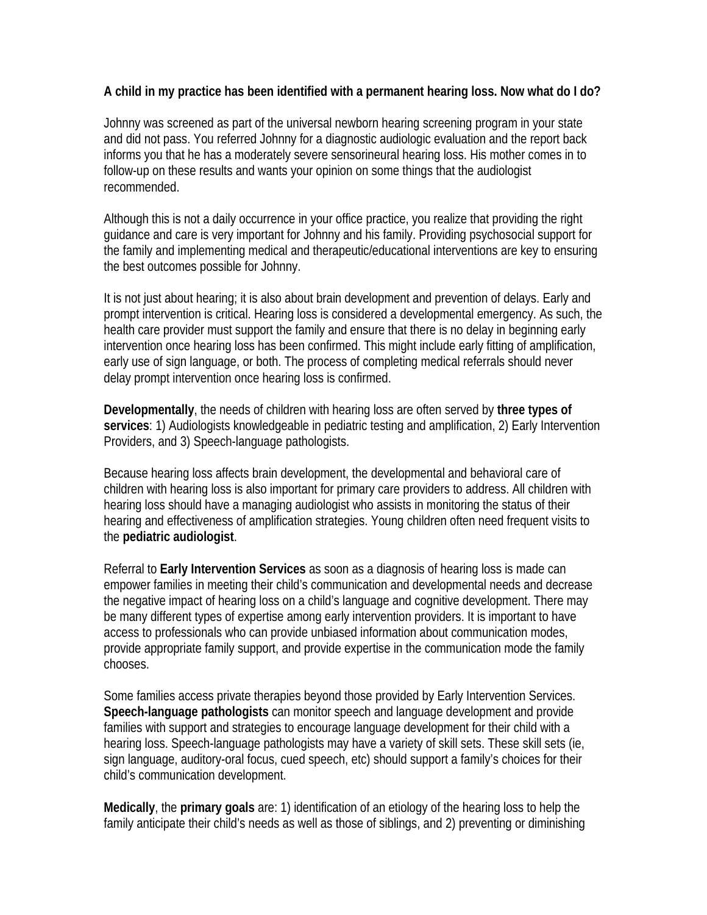**A child in my practice has been identified with a permanent hearing loss. Now what do I do?**

Johnny was screened as part of the universal newborn hearing screening program in your state and did not pass. You referred Johnny for a diagnostic audiologic evaluation and the report back informs you that he has a moderately severe sensorineural hearing loss. His mother comes in to follow-up on these results and wants your opinion on some things that the audiologist recommended.

Although this is not a daily occurrence in your office practice, you realize that providing the right guidance and care is very important for Johnny and his family. Providing psychosocial support for the family and implementing medical and therapeutic/educational interventions are key to ensuring the best outcomes possible for Johnny.

It is not just about hearing; it is also about brain development and prevention of delays. Early and prompt intervention is critical. Hearing loss is considered a developmental emergency. As such, the health care provider must support the family and ensure that there is no delay in beginning early intervention once hearing loss has been confirmed. This might include early fitting of amplification, early use of sign language, or both. The process of completing medical referrals should never delay prompt intervention once hearing loss is confirmed.

**Developmentally**, the needs of children with hearing loss are often served by **three types of services**: 1) Audiologists knowledgeable in pediatric testing and amplification, 2) Early Intervention Providers, and 3) Speech-language pathologists.

Because hearing loss affects brain development, the developmental and behavioral care of children with hearing loss is also important for primary care providers to address. All children with hearing loss should have a managing audiologist who assists in monitoring the status of their hearing and effectiveness of amplification strategies. Young children often need frequent visits to the **pediatric audiologist**.

Referral to **Early Intervention Services** as soon as a diagnosis of hearing loss is made can empower families in meeting their child's communication and developmental needs and decrease the negative impact of hearing loss on a child's language and cognitive development. There may be many different types of expertise among early intervention providers. It is important to have access to professionals who can provide unbiased information about communication modes, provide appropriate family support, and provide expertise in the communication mode the family chooses.

Some families access private therapies beyond those provided by Early Intervention Services. **Speech-language pathologists** can monitor speech and language development and provide families with support and strategies to encourage language development for their child with a hearing loss. Speech-language pathologists may have a variety of skill sets. These skill sets (ie, sign language, auditory-oral focus, cued speech, etc) should support a family's choices for their child's communication development.

**Medically**, the **primary goals** are: 1) identification of an etiology of the hearing loss to help the family anticipate their child's needs as well as those of siblings, and 2) preventing or diminishing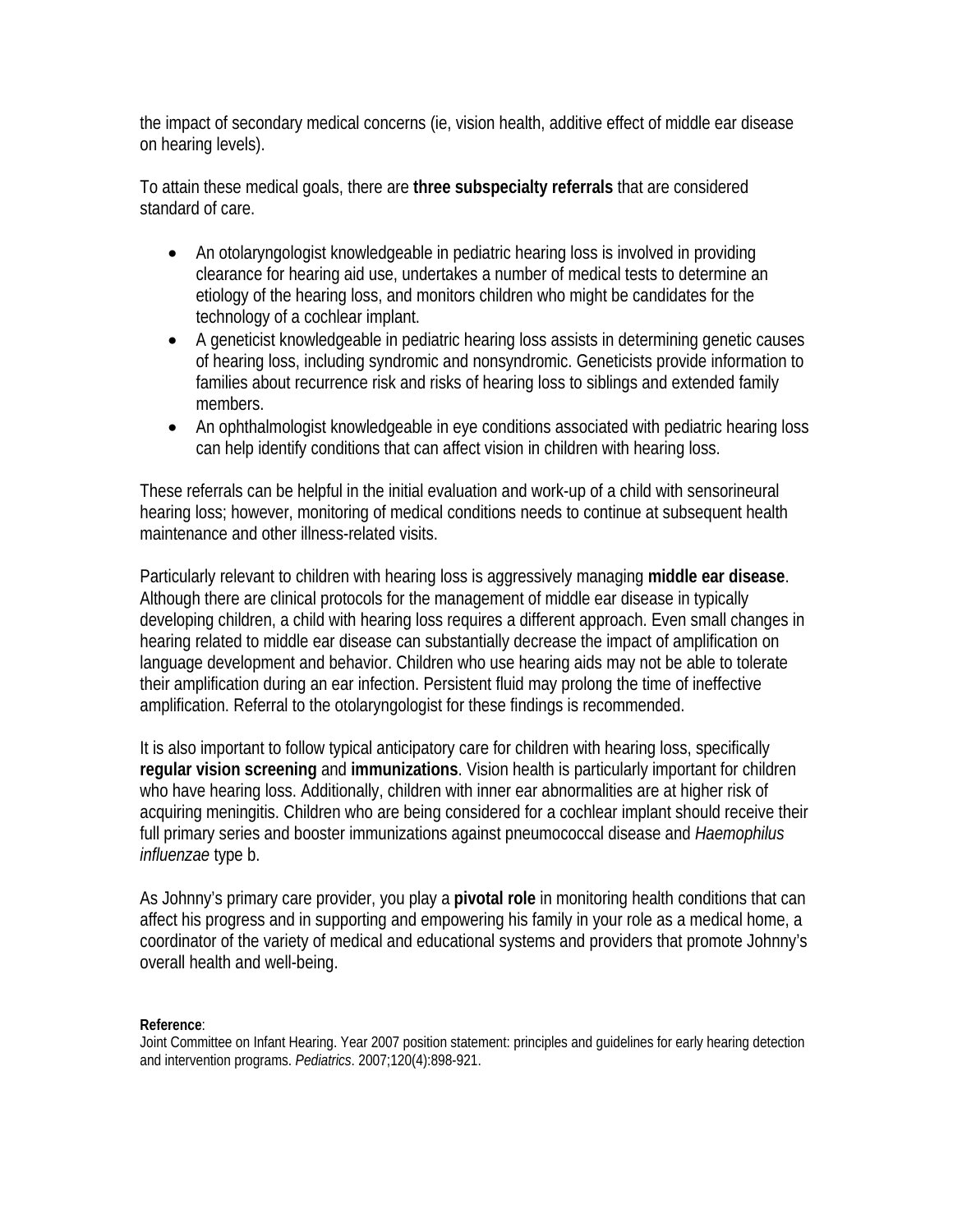the impact of secondary medical concerns (ie, vision health, additive effect of middle ear disease on hearing levels).

To attain these medical goals, there are **three subspecialty referrals** that are considered standard of care.

- An otolaryngologist knowledgeable in pediatric hearing loss is involved in providing clearance for hearing aid use, undertakes a number of medical tests to determine an etiology of the hearing loss, and monitors children who might be candidates for the technology of a cochlear implant.
- A geneticist knowledgeable in pediatric hearing loss assists in determining genetic causes of hearing loss, including syndromic and nonsyndromic. Geneticists provide information to families about recurrence risk and risks of hearing loss to siblings and extended family members.
- An ophthalmologist knowledgeable in eye conditions associated with pediatric hearing loss can help identify conditions that can affect vision in children with hearing loss.

These referrals can be helpful in the initial evaluation and work-up of a child with sensorineural hearing loss; however, monitoring of medical conditions needs to continue at subsequent health maintenance and other illness-related visits.

Particularly relevant to children with hearing loss is aggressively managing **middle ear disease**. Although there are clinical protocols for the management of middle ear disease in typically developing children, a child with hearing loss requires a different approach. Even small changes in hearing related to middle ear disease can substantially decrease the impact of amplification on language development and behavior. Children who use hearing aids may not be able to tolerate their amplification during an ear infection. Persistent fluid may prolong the time of ineffective amplification. Referral to the otolaryngologist for these findings is recommended.

It is also important to follow typical anticipatory care for children with hearing loss, specifically **regular vision screening** and **immunizations**. Vision health is particularly important for children who have hearing loss. Additionally, children with inner ear abnormalities are at higher risk of acquiring meningitis. Children who are being considered for a cochlear implant should receive their full primary series and booster immunizations against pneumococcal disease and *Haemophilus influenzae* type b.

As Johnny's primary care provider, you play a **pivotal role** in monitoring health conditions that can affect his progress and in supporting and empowering his family in your role as a medical home, a coordinator of the variety of medical and educational systems and providers that promote Johnny's overall health and well-being.

**Reference**:
Joint Committee on Infant Hearing. Year 2007 position statement: principles and guidelines for early hearing detection and intervention programs. *Pediatrics*. 2007;120(4):898-921.